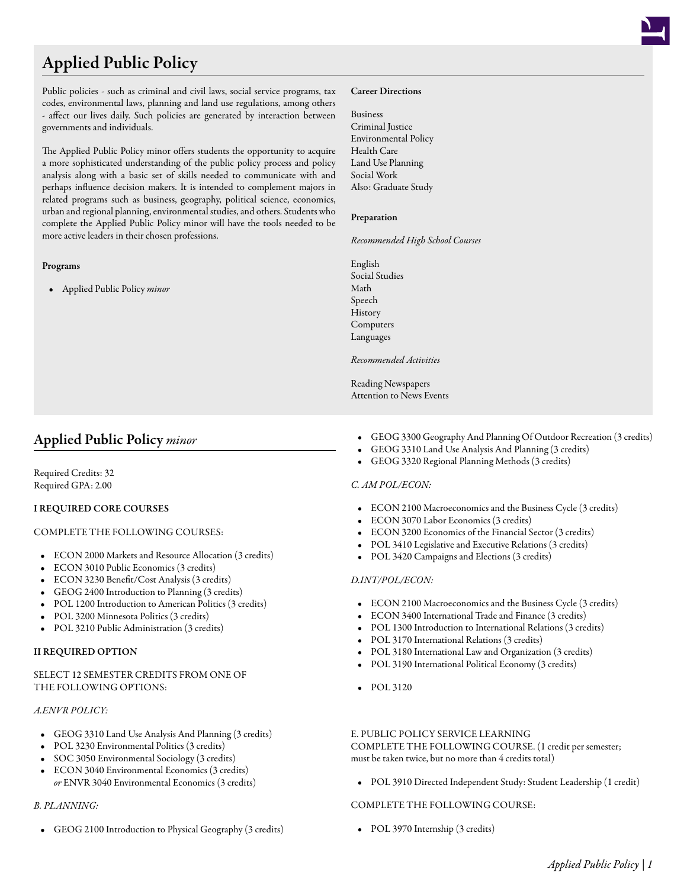# Applied Public Policy

Public policies - such as criminal and civil laws, social service programs, tax codes, environmental laws, planning and land use regulations, among others - affect our lives daily. Such policies are generated by interaction between governments and individuals.

The Applied Public Policy minor offers students the opportunity to acquire a more sophisticated understanding of the public policy process and policy analysis along with a basic set of skills needed to communicate with and perhaps influence decision makers. It is intended to complement majors in related programs such as business, geography, political science, economics, urban and regional planning, environmental studies, and others. Students who complete the Applied Public Policy minor will have the tools needed to be more active leaders in their chosen professions.

**Programs**

- Applied Public Policy *minor*

**Career Directions**

Business
Criminal Justice
Environmental Policy
Health Care
Land Use Planning
Social Work
Also: Graduate Study

**Preparation**

*Recommended High School Courses*

English
Social Studies
Math
Speech
History
Computers
Languages

*Recommended Activities*

Reading Newspapers
Attention to News Events

## Applied Public Policy *minor*

Required Credits: 32
Required GPA: 2.00

**I REQUIRED CORE COURSES**

COMPLETE THE FOLLOWING COURSES:

- ECON 2000 Markets and Resource Allocation (3 credits)
- ECON 3010 Public Economics (3 credits)
- ECON 3230 Benefit/Cost Analysis (3 credits)
- GEOG 2400 Introduction to Planning (3 credits)
- POL 1200 Introduction to American Politics (3 credits)
- POL 3200 Minnesota Politics (3 credits)
- POL 3210 Public Administration (3 credits)

**II REQUIRED OPTION**

SELECT 12 SEMESTER CREDITS FROM ONE OF THE FOLLOWING OPTIONS:

*A.ENVR POLICY:*

- GEOG 3310 Land Use Analysis And Planning (3 credits)
- POL 3230 Environmental Politics (3 credits)
- SOC 3050 Environmental Sociology (3 credits)
- ECON 3040 Environmental Economics (3 credits)
  *or* ENVR 3040 Environmental Economics (3 credits)

*B. PLANNING:*

- GEOG 2100 Introduction to Physical Geography (3 credits)
- GEOG 3300 Geography And Planning Of Outdoor Recreation (3 credits)
- GEOG 3310 Land Use Analysis And Planning (3 credits)
- GEOG 3320 Regional Planning Methods (3 credits)

*C. AM POL/ECON:*

- ECON 2100 Macroeconomics and the Business Cycle (3 credits)
- ECON 3070 Labor Economics (3 credits)
- ECON 3200 Economics of the Financial Sector (3 credits)
- POL 3410 Legislative and Executive Relations (3 credits)
- POL 3420 Campaigns and Elections (3 credits)

*D.INT/POL/ECON:*

- ECON 2100 Macroeconomics and the Business Cycle (3 credits)
- ECON 3400 International Trade and Finance (3 credits)
- POL 1300 Introduction to International Relations (3 credits)
- POL 3170 International Relations (3 credits)
- POL 3180 International Law and Organization (3 credits)
- POL 3190 International Political Economy (3 credits)
- POL 3120

E. PUBLIC POLICY SERVICE LEARNING
COMPLETE THE FOLLOWING COURSE. (1 credit per semester; must be taken twice, but no more than 4 credits total)

- POL 3910 Directed Independent Study: Student Leadership (1 credit)

COMPLETE THE FOLLOWING COURSE:

- POL 3970 Internship (3 credits)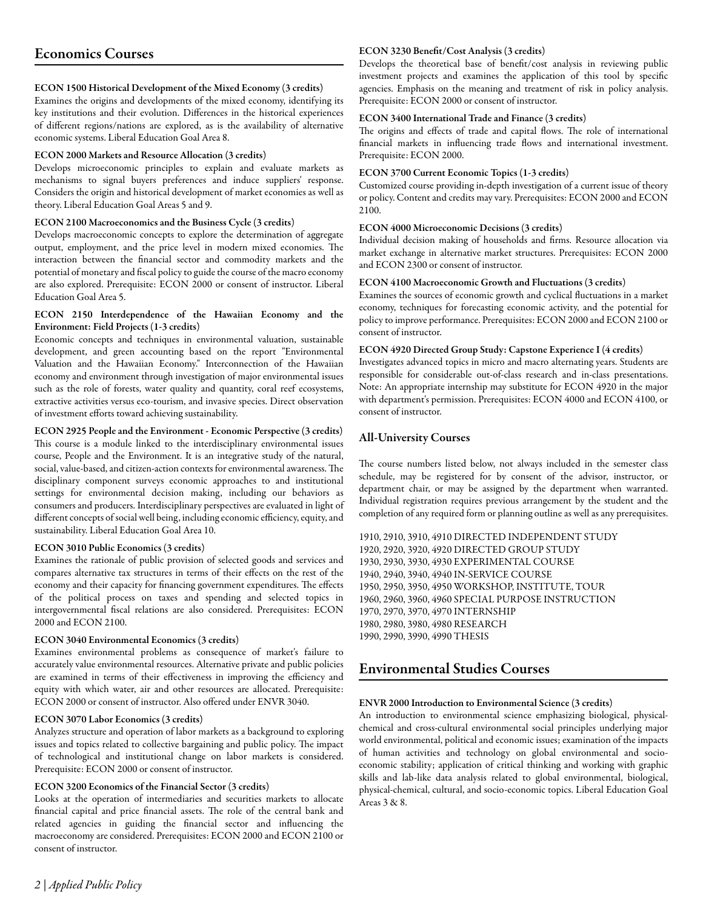## Economics Courses

**ECON 1500 Historical Development of the Mixed Economy (3 credits)**
Examines the origins and developments of the mixed economy, identifying its key institutions and their evolution. Differences in the historical experiences of different regions/nations are explored, as is the availability of alternative economic systems. Liberal Education Goal Area 8.

**ECON 2000 Markets and Resource Allocation (3 credits)**
Develops microeconomic principles to explain and evaluate markets as mechanisms to signal buyers preferences and induce suppliers' response. Considers the origin and historical development of market economies as well as theory. Liberal Education Goal Areas 5 and 9.

**ECON 2100 Macroeconomics and the Business Cycle (3 credits)**
Develops macroeconomic concepts to explore the determination of aggregate output, employment, and the price level in modern mixed economies. The interaction between the financial sector and commodity markets and the potential of monetary and fiscal policy to guide the course of the macro economy are also explored. Prerequisite: ECON 2000 or consent of instructor. Liberal Education Goal Area 5.

**ECON 2150 Interdependence of the Hawaiian Economy and the Environment: Field Projects (1-3 credits)**
Economic concepts and techniques in environmental valuation, sustainable development, and green accounting based on the report "Environmental Valuation and the Hawaiian Economy." Interconnection of the Hawaiian economy and environment through investigation of major environmental issues such as the role of forests, water quality and quantity, coral reef ecosystems, extractive activities versus eco-tourism, and invasive species. Direct observation of investment efforts toward achieving sustainability.

**ECON 2925 People and the Environment - Economic Perspective (3 credits)**
This course is a module linked to the interdisciplinary environmental issues course, People and the Environment. It is an integrative study of the natural, social, value-based, and citizen-action contexts for environmental awareness. The disciplinary component surveys economic approaches to and institutional settings for environmental decision making, including our behaviors as consumers and producers. Interdisciplinary perspectives are evaluated in light of different concepts of social well being, including economic efficiency, equity, and sustainability. Liberal Education Goal Area 10.

**ECON 3010 Public Economics (3 credits)**
Examines the rationale of public provision of selected goods and services and compares alternative tax structures in terms of their effects on the rest of the economy and their capacity for financing government expenditures. The effects of the political process on taxes and spending and selected topics in intergovernmental fiscal relations are also considered. Prerequisites: ECON 2000 and ECON 2100.

**ECON 3040 Environmental Economics (3 credits)**
Examines environmental problems as consequence of market's failure to accurately value environmental resources. Alternative private and public policies are examined in terms of their effectiveness in improving the efficiency and equity with which water, air and other resources are allocated. Prerequisite: ECON 2000 or consent of instructor. Also offered under ENVR 3040.

**ECON 3070 Labor Economics (3 credits)**
Analyzes structure and operation of labor markets as a background to exploring issues and topics related to collective bargaining and public policy. The impact of technological and institutional change on labor markets is considered. Prerequisite: ECON 2000 or consent of instructor.

**ECON 3200 Economics of the Financial Sector (3 credits)**
Looks at the operation of intermediaries and securities markets to allocate financial capital and price financial assets. The role of the central bank and related agencies in guiding the financial sector and influencing the macroeconomy are considered. Prerequisites: ECON 2000 and ECON 2100 or consent of instructor.

**ECON 3230 Benefit/Cost Analysis (3 credits)**
Develops the theoretical base of benefit/cost analysis in reviewing public investment projects and examines the application of this tool by specific agencies. Emphasis on the meaning and treatment of risk in policy analysis. Prerequisite: ECON 2000 or consent of instructor.

**ECON 3400 International Trade and Finance (3 credits)**
The origins and effects of trade and capital flows. The role of international financial markets in influencing trade flows and international investment. Prerequisite: ECON 2000.

**ECON 3700 Current Economic Topics (1-3 credits)**
Customized course providing in-depth investigation of a current issue of theory or policy. Content and credits may vary. Prerequisites: ECON 2000 and ECON 2100.

**ECON 4000 Microeconomic Decisions (3 credits)**
Individual decision making of households and firms. Resource allocation via market exchange in alternative market structures. Prerequisites: ECON 2000 and ECON 2300 or consent of instructor.

**ECON 4100 Macroeconomic Growth and Fluctuations (3 credits)**
Examines the sources of economic growth and cyclical fluctuations in a market economy, techniques for forecasting economic activity, and the potential for policy to improve performance. Prerequisites: ECON 2000 and ECON 2100 or consent of instructor.

**ECON 4920 Directed Group Study: Capstone Experience I (4 credits)**
Investigates advanced topics in micro and macro alternating years. Students are responsible for considerable out-of-class research and in-class presentations. Note: An appropriate internship may substitute for ECON 4920 in the major with department's permission. Prerequisites: ECON 4000 and ECON 4100, or consent of instructor.

### All-University Courses

The course numbers listed below, not always included in the semester class schedule, may be registered for by consent of the advisor, instructor, or department chair, or may be assigned by the department when warranted. Individual registration requires previous arrangement by the student and the completion of any required form or planning outline as well as any prerequisites.

1910, 2910, 3910, 4910 DIRECTED INDEPENDENT STUDY
1920, 2920, 3920, 4920 DIRECTED GROUP STUDY
1930, 2930, 3930, 4930 EXPERIMENTAL COURSE
1940, 2940, 3940, 4940 IN-SERVICE COURSE
1950, 2950, 3950, 4950 WORKSHOP, INSTITUTE, TOUR
1960, 2960, 3960, 4960 SPECIAL PURPOSE INSTRUCTION
1970, 2970, 3970, 4970 INTERNSHIP
1980, 2980, 3980, 4980 RESEARCH
1990, 2990, 3990, 4990 THESIS

## Environmental Studies Courses

**ENVR 2000 Introduction to Environmental Science (3 credits)**
An introduction to environmental science emphasizing biological, physical-chemical and cross-cultural environmental social principles underlying major world environmental, political and economic issues; examination of the impacts of human activities and technology on global environmental and socio-economic stability; application of critical thinking and working with graphic skills and lab-like data analysis related to global environmental, biological, physical-chemical, cultural, and socio-economic topics. Liberal Education Goal Areas 3 & 8.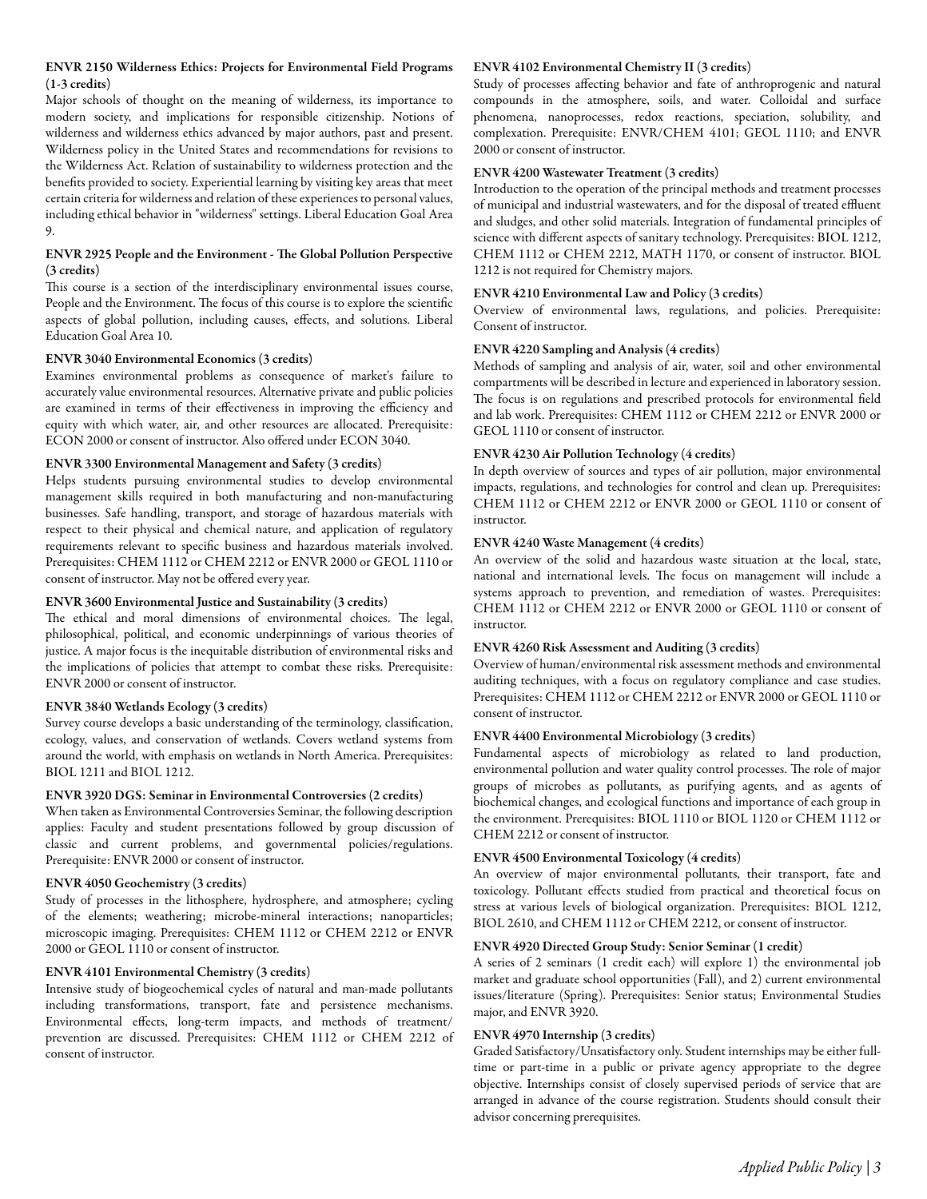#### ENVR 2150 Wilderness Ethics: Projects for Environmental Field Programs (1-3 credits)

Major schools of thought on the meaning of wilderness, its importance to modern society, and implications for responsible citizenship. Notions of wilderness and wilderness ethics advanced by major authors, past and present. Wilderness policy in the United States and recommendations for revisions to the Wilderness Act. Relation of sustainability to wilderness protection and the benefits provided to society. Experiential learning by visiting key areas that meet certain criteria for wilderness and relation of these experiences to personal values, including ethical behavior in "wilderness" settings. Liberal Education Goal Area 9.

#### ENVR 2925 People and the Environment - The Global Pollution Perspective (3 credits)

This course is a section of the interdisciplinary environmental issues course, People and the Environment. The focus of this course is to explore the scientific aspects of global pollution, including causes, effects, and solutions. Liberal Education Goal Area 10.

#### ENVR 3040 Environmental Economics (3 credits)

Examines environmental problems as consequence of market's failure to accurately value environmental resources. Alternative private and public policies are examined in terms of their effectiveness in improving the efficiency and equity with which water, air, and other resources are allocated. Prerequisite: ECON 2000 or consent of instructor. Also offered under ECON 3040.

#### ENVR 3300 Environmental Management and Safety (3 credits)

Helps students pursuing environmental studies to develop environmental management skills required in both manufacturing and non-manufacturing businesses. Safe handling, transport, and storage of hazardous materials with respect to their physical and chemical nature, and application of regulatory requirements relevant to specific business and hazardous materials involved. Prerequisites: CHEM 1112 or CHEM 2212 or ENVR 2000 or GEOL 1110 or consent of instructor. May not be offered every year.

#### ENVR 3600 Environmental Justice and Sustainability (3 credits)

The ethical and moral dimensions of environmental choices. The legal, philosophical, political, and economic underpinnings of various theories of justice. A major focus is the inequitable distribution of environmental risks and the implications of policies that attempt to combat these risks. Prerequisite: ENVR 2000 or consent of instructor.

#### ENVR 3840 Wetlands Ecology (3 credits)

Survey course develops a basic understanding of the terminology, classification, ecology, values, and conservation of wetlands. Covers wetland systems from around the world, with emphasis on wetlands in North America. Prerequisites: BIOL 1211 and BIOL 1212.

#### ENVR 3920 DGS: Seminar in Environmental Controversies (2 credits)

When taken as Environmental Controversies Seminar, the following description applies: Faculty and student presentations followed by group discussion of classic and current problems, and governmental policies/regulations. Prerequisite: ENVR 2000 or consent of instructor.

#### ENVR 4050 Geochemistry (3 credits)

Study of processes in the lithosphere, hydrosphere, and atmosphere; cycling of the elements; weathering; microbe-mineral interactions; nanoparticles; microscopic imaging. Prerequisites: CHEM 1112 or CHEM 2212 or ENVR 2000 or GEOL 1110 or consent of instructor.

#### ENVR 4101 Environmental Chemistry (3 credits)

Intensive study of biogeochemical cycles of natural and man-made pollutants including transformations, transport, fate and persistence mechanisms. Environmental effects, long-term impacts, and methods of treatment/prevention are discussed. Prerequisites: CHEM 1112 or CHEM 2212 of consent of instructor.

#### ENVR 4102 Environmental Chemistry II (3 credits)

Study of processes affecting behavior and fate of anthroprogenic and natural compounds in the atmosphere, soils, and water. Colloidal and surface phenomena, nanoprocesses, redox reactions, speciation, solubility, and complexation. Prerequisite: ENVR/CHEM 4101; GEOL 1110; and ENVR 2000 or consent of instructor.

#### ENVR 4200 Wastewater Treatment (3 credits)

Introduction to the operation of the principal methods and treatment processes of municipal and industrial wastewaters, and for the disposal of treated effluent and sludges, and other solid materials. Integration of fundamental principles of science with different aspects of sanitary technology. Prerequisites: BIOL 1212, CHEM 1112 or CHEM 2212, MATH 1170, or consent of instructor. BIOL 1212 is not required for Chemistry majors.

#### ENVR 4210 Environmental Law and Policy (3 credits)

Overview of environmental laws, regulations, and policies. Prerequisite: Consent of instructor.

#### ENVR 4220 Sampling and Analysis (4 credits)

Methods of sampling and analysis of air, water, soil and other environmental compartments will be described in lecture and experienced in laboratory session. The focus is on regulations and prescribed protocols for environmental field and lab work. Prerequisites: CHEM 1112 or CHEM 2212 or ENVR 2000 or GEOL 1110 or consent of instructor.

#### ENVR 4230 Air Pollution Technology (4 credits)

In depth overview of sources and types of air pollution, major environmental impacts, regulations, and technologies for control and clean up. Prerequisites: CHEM 1112 or CHEM 2212 or ENVR 2000 or GEOL 1110 or consent of instructor.

#### ENVR 4240 Waste Management (4 credits)

An overview of the solid and hazardous waste situation at the local, state, national and international levels. The focus on management will include a systems approach to prevention, and remediation of wastes. Prerequisites: CHEM 1112 or CHEM 2212 or ENVR 2000 or GEOL 1110 or consent of instructor.

#### ENVR 4260 Risk Assessment and Auditing (3 credits)

Overview of human/environmental risk assessment methods and environmental auditing techniques, with a focus on regulatory compliance and case studies. Prerequisites: CHEM 1112 or CHEM 2212 or ENVR 2000 or GEOL 1110 or consent of instructor.

#### ENVR 4400 Environmental Microbiology (3 credits)

Fundamental aspects of microbiology as related to land production, environmental pollution and water quality control processes. The role of major groups of microbes as pollutants, as purifying agents, and as agents of biochemical changes, and ecological functions and importance of each group in the environment. Prerequisites: BIOL 1110 or BIOL 1120 or CHEM 1112 or CHEM 2212 or consent of instructor.

#### ENVR 4500 Environmental Toxicology (4 credits)

An overview of major environmental pollutants, their transport, fate and toxicology. Pollutant effects studied from practical and theoretical focus on stress at various levels of biological organization. Prerequisites: BIOL 1212, BIOL 2610, and CHEM 1112 or CHEM 2212, or consent of instructor.

#### ENVR 4920 Directed Group Study: Senior Seminar (1 credit)

A series of 2 seminars (1 credit each) will explore 1) the environmental job market and graduate school opportunities (Fall), and 2) current environmental issues/literature (Spring). Prerequisites: Senior status; Environmental Studies major, and ENVR 3920.

#### ENVR 4970 Internship (3 credits)

Graded Satisfactory/Unsatisfactory only. Student internships may be either full-time or part-time in a public or private agency appropriate to the degree objective. Internships consist of closely supervised periods of service that are arranged in advance of the course registration. Students should consult their advisor concerning prerequisites.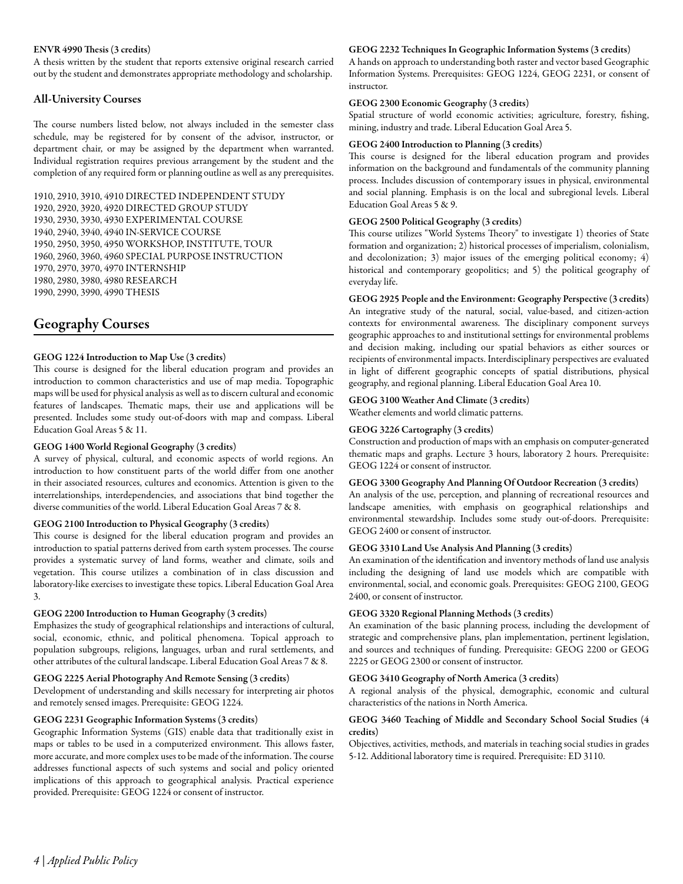**ENVR 4990 Thesis (3 credits)**
A thesis written by the student that reports extensive original research carried out by the student and demonstrates appropriate methodology and scholarship.

### All-University Courses

The course numbers listed below, not always included in the semester class schedule, may be registered for by consent of the advisor, instructor, or department chair, or may be assigned by the department when warranted. Individual registration requires previous arrangement by the student and the completion of any required form or planning outline as well as any prerequisites.

1910, 2910, 3910, 4910 DIRECTED INDEPENDENT STUDY
1920, 2920, 3920, 4920 DIRECTED GROUP STUDY
1930, 2930, 3930, 4930 EXPERIMENTAL COURSE
1940, 2940, 3940, 4940 IN-SERVICE COURSE
1950, 2950, 3950, 4950 WORKSHOP, INSTITUTE, TOUR
1960, 2960, 3960, 4960 SPECIAL PURPOSE INSTRUCTION
1970, 2970, 3970, 4970 INTERNSHIP
1980, 2980, 3980, 4980 RESEARCH
1990, 2990, 3990, 4990 THESIS

## Geography Courses

**GEOG 1224 Introduction to Map Use (3 credits)**
This course is designed for the liberal education program and provides an introduction to common characteristics and use of map media. Topographic maps will be used for physical analysis as well as to discern cultural and economic features of landscapes. Thematic maps, their use and applications will be presented. Includes some study out-of-doors with map and compass. Liberal Education Goal Areas 5 & 11.

**GEOG 1400 World Regional Geography (3 credits)**
A survey of physical, cultural, and economic aspects of world regions. An introduction to how constituent parts of the world differ from one another in their associated resources, cultures and economics. Attention is given to the interrelationships, interdependencies, and associations that bind together the diverse communities of the world. Liberal Education Goal Areas 7 & 8.

**GEOG 2100 Introduction to Physical Geography (3 credits)**
This course is designed for the liberal education program and provides an introduction to spatial patterns derived from earth system processes. The course provides a systematic survey of land forms, weather and climate, soils and vegetation. This course utilizes a combination of in class discussion and laboratory-like exercises to investigate these topics. Liberal Education Goal Area 3.

**GEOG 2200 Introduction to Human Geography (3 credits)**
Emphasizes the study of geographical relationships and interactions of cultural, social, economic, ethnic, and political phenomena. Topical approach to population subgroups, religions, languages, urban and rural settlements, and other attributes of the cultural landscape. Liberal Education Goal Areas 7 & 8.

**GEOG 2225 Aerial Photography And Remote Sensing (3 credits)**
Development of understanding and skills necessary for interpreting air photos and remotely sensed images. Prerequisite: GEOG 1224.

**GEOG 2231 Geographic Information Systems (3 credits)**
Geographic Information Systems (GIS) enable data that traditionally exist in maps or tables to be used in a computerized environment. This allows faster, more accurate, and more complex uses to be made of the information. The course addresses functional aspects of such systems and social and policy oriented implications of this approach to geographical analysis. Practical experience provided. Prerequisite: GEOG 1224 or consent of instructor.

**GEOG 2232 Techniques In Geographic Information Systems (3 credits)**
A hands on approach to understanding both raster and vector based Geographic Information Systems. Prerequisites: GEOG 1224, GEOG 2231, or consent of instructor.

**GEOG 2300 Economic Geography (3 credits)**
Spatial structure of world economic activities; agriculture, forestry, fishing, mining, industry and trade. Liberal Education Goal Area 5.

**GEOG 2400 Introduction to Planning (3 credits)**
This course is designed for the liberal education program and provides information on the background and fundamentals of the community planning process. Includes discussion of contemporary issues in physical, environmental and social planning. Emphasis is on the local and subregional levels. Liberal Education Goal Areas 5 & 9.

**GEOG 2500 Political Geography (3 credits)**
This course utilizes "World Systems Theory" to investigate 1) theories of State formation and organization; 2) historical processes of imperialism, colonialism, and decolonization; 3) major issues of the emerging political economy; 4) historical and contemporary geopolitics; and 5) the political geography of everyday life.

**GEOG 2925 People and the Environment: Geography Perspective (3 credits)**
An integrative study of the natural, social, value-based, and citizen-action contexts for environmental awareness. The disciplinary component surveys geographic approaches to and institutional settings for environmental problems and decision making, including our spatial behaviors as either sources or recipients of environmental impacts. Interdisciplinary perspectives are evaluated in light of different geographic concepts of spatial distributions, physical geography, and regional planning. Liberal Education Goal Area 10.

**GEOG 3100 Weather And Climate (3 credits)**
Weather elements and world climatic patterns.

**GEOG 3226 Cartography (3 credits)**
Construction and production of maps with an emphasis on computer-generated thematic maps and graphs. Lecture 3 hours, laboratory 2 hours. Prerequisite: GEOG 1224 or consent of instructor.

**GEOG 3300 Geography And Planning Of Outdoor Recreation (3 credits)**
An analysis of the use, perception, and planning of recreational resources and landscape amenities, with emphasis on geographical relationships and environmental stewardship. Includes some study out-of-doors. Prerequisite: GEOG 2400 or consent of instructor.

**GEOG 3310 Land Use Analysis And Planning (3 credits)**
An examination of the identification and inventory methods of land use analysis including the designing of land use models which are compatible with environmental, social, and economic goals. Prerequisites: GEOG 2100, GEOG 2400, or consent of instructor.

**GEOG 3320 Regional Planning Methods (3 credits)**
An examination of the basic planning process, including the development of strategic and comprehensive plans, plan implementation, pertinent legislation, and sources and techniques of funding. Prerequisite: GEOG 2200 or GEOG 2225 or GEOG 2300 or consent of instructor.

**GEOG 3410 Geography of North America (3 credits)**
A regional analysis of the physical, demographic, economic and cultural characteristics of the nations in North America.

**GEOG 3460 Teaching of Middle and Secondary School Social Studies (4 credits)**
Objectives, activities, methods, and materials in teaching social studies in grades 5-12. Additional laboratory time is required. Prerequisite: ED 3110.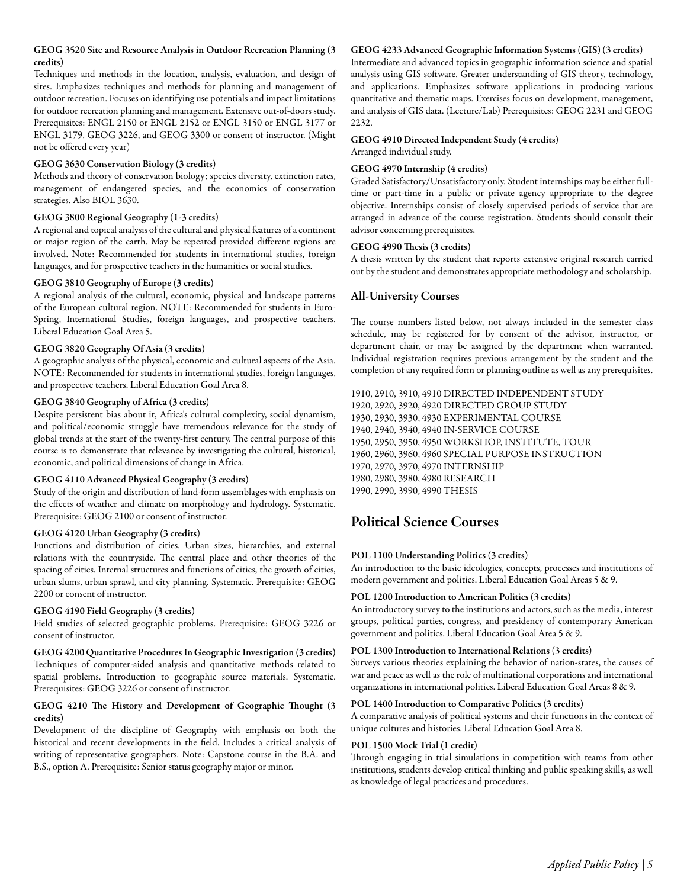**GEOG 3520 Site and Resource Analysis in Outdoor Recreation Planning (3 credits)**
Techniques and methods in the location, analysis, evaluation, and design of sites. Emphasizes techniques and methods for planning and management of outdoor recreation. Focuses on identifying use potentials and impact limitations for outdoor recreation planning and management. Extensive out-of-doors study. Prerequisites: ENGL 2150 or ENGL 2152 or ENGL 3150 or ENGL 3177 or ENGL 3179, GEOG 3226, and GEOG 3300 or consent of instructor. (Might not be offered every year)

**GEOG 3630 Conservation Biology (3 credits)**
Methods and theory of conservation biology; species diversity, extinction rates, management of endangered species, and the economics of conservation strategies. Also BIOL 3630.

**GEOG 3800 Regional Geography (1-3 credits)**
A regional and topical analysis of the cultural and physical features of a continent or major region of the earth. May be repeated provided different regions are involved. Note: Recommended for students in international studies, foreign languages, and for prospective teachers in the humanities or social studies.

**GEOG 3810 Geography of Europe (3 credits)**
A regional analysis of the cultural, economic, physical and landscape patterns of the European cultural region. NOTE: Recommended for students in Euro-Spring, International Studies, foreign languages, and prospective teachers. Liberal Education Goal Area 5.

**GEOG 3820 Geography Of Asia (3 credits)**
A geographic analysis of the physical, economic and cultural aspects of the Asia. NOTE: Recommended for students in international studies, foreign languages, and prospective teachers. Liberal Education Goal Area 8.

**GEOG 3840 Geography of Africa (3 credits)**
Despite persistent bias about it, Africa's cultural complexity, social dynamism, and political/economic struggle have tremendous relevance for the study of global trends at the start of the twenty-first century. The central purpose of this course is to demonstrate that relevance by investigating the cultural, historical, economic, and political dimensions of change in Africa.

**GEOG 4110 Advanced Physical Geography (3 credits)**
Study of the origin and distribution of land-form assemblages with emphasis on the effects of weather and climate on morphology and hydrology. Systematic. Prerequisite: GEOG 2100 or consent of instructor.

**GEOG 4120 Urban Geography (3 credits)**
Functions and distribution of cities. Urban sizes, hierarchies, and external relations with the countryside. The central place and other theories of the spacing of cities. Internal structures and functions of cities, the growth of cities, urban slums, urban sprawl, and city planning. Systematic. Prerequisite: GEOG 2200 or consent of instructor.

**GEOG 4190 Field Geography (3 credits)**
Field studies of selected geographic problems. Prerequisite: GEOG 3226 or consent of instructor.

**GEOG 4200 Quantitative Procedures In Geographic Investigation (3 credits)**
Techniques of computer-aided analysis and quantitative methods related to spatial problems. Introduction to geographic source materials. Systematic. Prerequisites: GEOG 3226 or consent of instructor.

**GEOG 4210 The History and Development of Geographic Thought (3 credits)**
Development of the discipline of Geography with emphasis on both the historical and recent developments in the field. Includes a critical analysis of writing of representative geographers. Note: Capstone course in the B.A. and B.S., option A. Prerequisite: Senior status geography major or minor.

**GEOG 4233 Advanced Geographic Information Systems (GIS) (3 credits)**
Intermediate and advanced topics in geographic information science and spatial analysis using GIS software. Greater understanding of GIS theory, technology, and applications. Emphasizes software applications in producing various quantitative and thematic maps. Exercises focus on development, management, and analysis of GIS data. (Lecture/Lab) Prerequisites: GEOG 2231 and GEOG 2232.

**GEOG 4910 Directed Independent Study (4 credits)**
Arranged individual study.

**GEOG 4970 Internship (4 credits)**
Graded Satisfactory/Unsatisfactory only. Student internships may be either full-time or part-time in a public or private agency appropriate to the degree objective. Internships consist of closely supervised periods of service that are arranged in advance of the course registration. Students should consult their advisor concerning prerequisites.

**GEOG 4990 Thesis (3 credits)**
A thesis written by the student that reports extensive original research carried out by the student and demonstrates appropriate methodology and scholarship.

### All-University Courses

The course numbers listed below, not always included in the semester class schedule, may be registered for by consent of the advisor, instructor, or department chair, or may be assigned by the department when warranted. Individual registration requires previous arrangement by the student and the completion of any required form or planning outline as well as any prerequisites.

1910, 2910, 3910, 4910 DIRECTED INDEPENDENT STUDY
1920, 2920, 3920, 4920 DIRECTED GROUP STUDY
1930, 2930, 3930, 4930 EXPERIMENTAL COURSE
1940, 2940, 3940, 4940 IN-SERVICE COURSE
1950, 2950, 3950, 4950 WORKSHOP, INSTITUTE, TOUR
1960, 2960, 3960, 4960 SPECIAL PURPOSE INSTRUCTION
1970, 2970, 3970, 4970 INTERNSHIP
1980, 2980, 3980, 4980 RESEARCH
1990, 2990, 3990, 4990 THESIS

## Political Science Courses

**POL 1100 Understanding Politics (3 credits)**
An introduction to the basic ideologies, concepts, processes and institutions of modern government and politics. Liberal Education Goal Areas 5 & 9.

**POL 1200 Introduction to American Politics (3 credits)**
An introductory survey to the institutions and actors, such as the media, interest groups, political parties, congress, and presidency of contemporary American government and politics. Liberal Education Goal Area 5 & 9.

**POL 1300 Introduction to International Relations (3 credits)**
Surveys various theories explaining the behavior of nation-states, the causes of war and peace as well as the role of multinational corporations and international organizations in international politics. Liberal Education Goal Areas 8 & 9.

**POL 1400 Introduction to Comparative Politics (3 credits)**
A comparative analysis of political systems and their functions in the context of unique cultures and histories. Liberal Education Goal Area 8.

**POL 1500 Mock Trial (1 credit)**
Through engaging in trial simulations in competition with teams from other institutions, students develop critical thinking and public speaking skills, as well as knowledge of legal practices and procedures.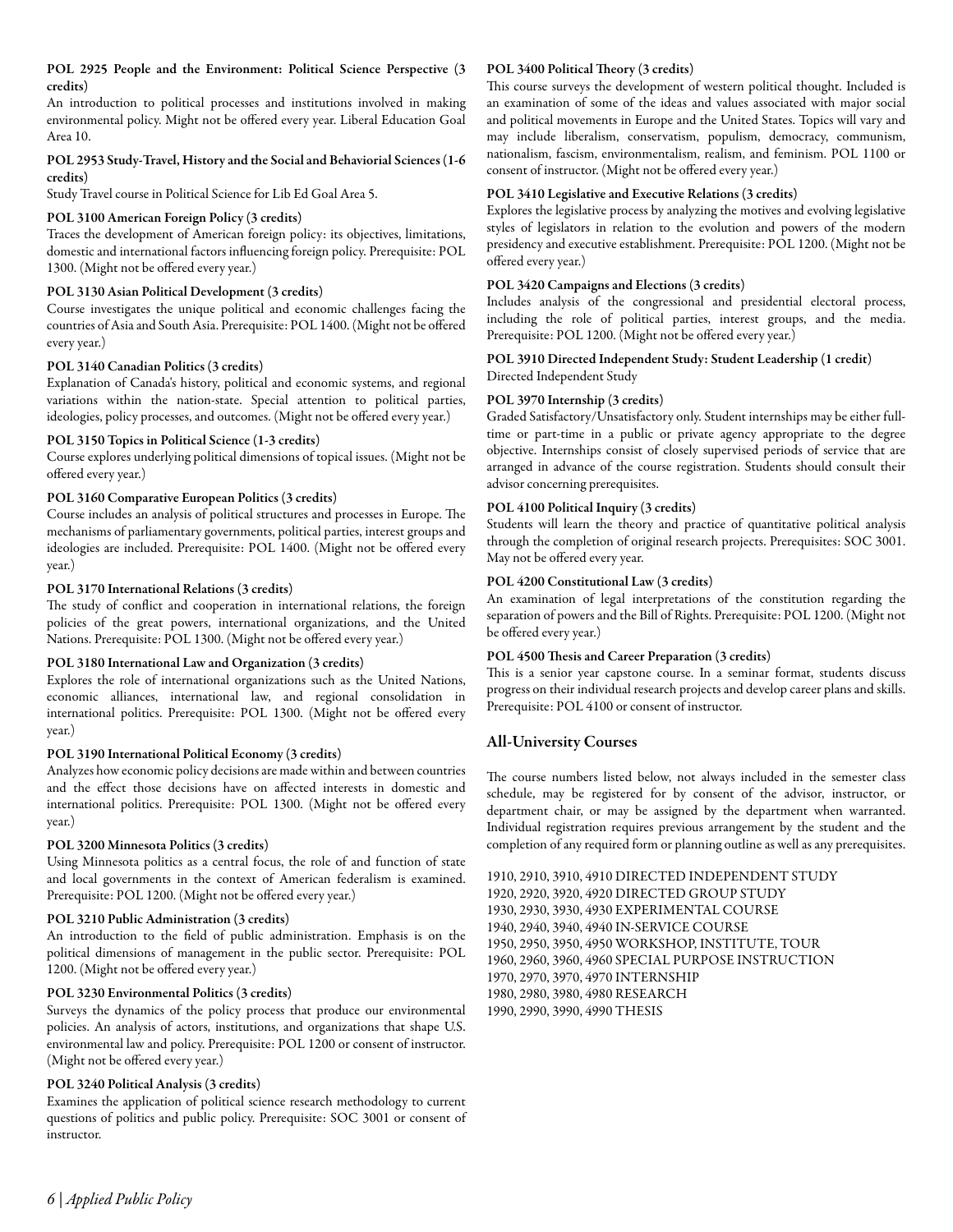#### POL 2925 People and the Environment: Political Science Perspective (3 credits)

An introduction to political processes and institutions involved in making environmental policy. Might not be offered every year. Liberal Education Goal Area 10.

#### POL 2953 Study-Travel, History and the Social and Behaviorial Sciences (1-6 credits)

Study Travel course in Political Science for Lib Ed Goal Area 5.

#### POL 3100 American Foreign Policy (3 credits)

Traces the development of American foreign policy: its objectives, limitations, domestic and international factors influencing foreign policy. Prerequisite: POL 1300. (Might not be offered every year.)

#### POL 3130 Asian Political Development (3 credits)

Course investigates the unique political and economic challenges facing the countries of Asia and South Asia. Prerequisite: POL 1400. (Might not be offered every year.)

#### POL 3140 Canadian Politics (3 credits)

Explanation of Canada's history, political and economic systems, and regional variations within the nation-state. Special attention to political parties, ideologies, policy processes, and outcomes. (Might not be offered every year.)

#### POL 3150 Topics in Political Science (1-3 credits)

Course explores underlying political dimensions of topical issues. (Might not be offered every year.)

#### POL 3160 Comparative European Politics (3 credits)

Course includes an analysis of political structures and processes in Europe. The mechanisms of parliamentary governments, political parties, interest groups and ideologies are included. Prerequisite: POL 1400. (Might not be offered every year.)

#### POL 3170 International Relations (3 credits)

The study of conflict and cooperation in international relations, the foreign policies of the great powers, international organizations, and the United Nations. Prerequisite: POL 1300. (Might not be offered every year.)

#### POL 3180 International Law and Organization (3 credits)

Explores the role of international organizations such as the United Nations, economic alliances, international law, and regional consolidation in international politics. Prerequisite: POL 1300. (Might not be offered every year.)

#### POL 3190 International Political Economy (3 credits)

Analyzes how economic policy decisions are made within and between countries and the effect those decisions have on affected interests in domestic and international politics. Prerequisite: POL 1300. (Might not be offered every year.)

#### POL 3200 Minnesota Politics (3 credits)

Using Minnesota politics as a central focus, the role of and function of state and local governments in the context of American federalism is examined. Prerequisite: POL 1200. (Might not be offered every year.)

#### POL 3210 Public Administration (3 credits)

An introduction to the field of public administration. Emphasis is on the political dimensions of management in the public sector. Prerequisite: POL 1200. (Might not be offered every year.)

#### POL 3230 Environmental Politics (3 credits)

Surveys the dynamics of the policy process that produce our environmental policies. An analysis of actors, institutions, and organizations that shape U.S. environmental law and policy. Prerequisite: POL 1200 or consent of instructor. (Might not be offered every year.)

#### POL 3240 Political Analysis (3 credits)

Examines the application of political science research methodology to current questions of politics and public policy. Prerequisite: SOC 3001 or consent of instructor.

#### POL 3400 Political Theory (3 credits)

This course surveys the development of western political thought. Included is an examination of some of the ideas and values associated with major social and political movements in Europe and the United States. Topics will vary and may include liberalism, conservatism, populism, democracy, communism, nationalism, fascism, environmentalism, realism, and feminism. POL 1100 or consent of instructor. (Might not be offered every year.)

#### POL 3410 Legislative and Executive Relations (3 credits)

Explores the legislative process by analyzing the motives and evolving legislative styles of legislators in relation to the evolution and powers of the modern presidency and executive establishment. Prerequisite: POL 1200. (Might not be offered every year.)

#### POL 3420 Campaigns and Elections (3 credits)

Includes analysis of the congressional and presidential electoral process, including the role of political parties, interest groups, and the media. Prerequisite: POL 1200. (Might not be offered every year.)

#### POL 3910 Directed Independent Study: Student Leadership (1 credit)

Directed Independent Study

#### POL 3970 Internship (3 credits)

Graded Satisfactory/Unsatisfactory only. Student internships may be either full-time or part-time in a public or private agency appropriate to the degree objective. Internships consist of closely supervised periods of service that are arranged in advance of the course registration. Students should consult their advisor concerning prerequisites.

#### POL 4100 Political Inquiry (3 credits)

Students will learn the theory and practice of quantitative political analysis through the completion of original research projects. Prerequisites: SOC 3001. May not be offered every year.

#### POL 4200 Constitutional Law (3 credits)

An examination of legal interpretations of the constitution regarding the separation of powers and the Bill of Rights. Prerequisite: POL 1200. (Might not be offered every year.)

#### POL 4500 Thesis and Career Preparation (3 credits)

This is a senior year capstone course. In a seminar format, students discuss progress on their individual research projects and develop career plans and skills. Prerequisite: POL 4100 or consent of instructor.

## All-University Courses

The course numbers listed below, not always included in the semester class schedule, may be registered for by consent of the advisor, instructor, or department chair, or may be assigned by the department when warranted. Individual registration requires previous arrangement by the student and the completion of any required form or planning outline as well as any prerequisites.

1910, 2910, 3910, 4910 DIRECTED INDEPENDENT STUDY
1920, 2920, 3920, 4920 DIRECTED GROUP STUDY
1930, 2930, 3930, 4930 EXPERIMENTAL COURSE
1940, 2940, 3940, 4940 IN-SERVICE COURSE
1950, 2950, 3950, 4950 WORKSHOP, INSTITUTE, TOUR
1960, 2960, 3960, 4960 SPECIAL PURPOSE INSTRUCTION
1970, 2970, 3970, 4970 INTERNSHIP
1980, 2980, 3980, 4980 RESEARCH
1990, 2990, 3990, 4990 THESIS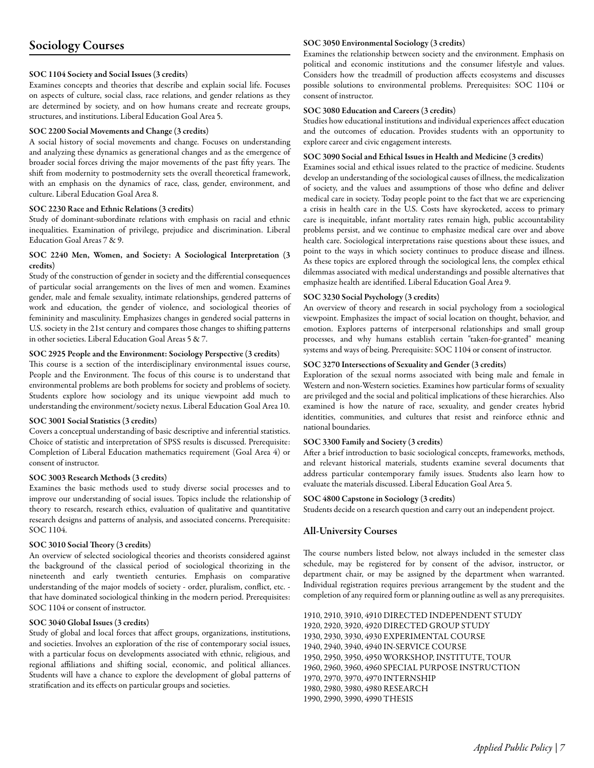## Sociology Courses

**SOC 1104 Society and Social Issues (3 credits)**
Examines concepts and theories that describe and explain social life. Focuses on aspects of culture, social class, race relations, and gender relations as they are determined by society, and on how humans create and recreate groups, structures, and institutions. Liberal Education Goal Area 5.

**SOC 2200 Social Movements and Change (3 credits)**
A social history of social movements and change. Focuses on understanding and analyzing these dynamics as generational changes and as the emergence of broader social forces driving the major movements of the past fifty years. The shift from modernity to postmodernity sets the overall theoretical framework, with an emphasis on the dynamics of race, class, gender, environment, and culture. Liberal Education Goal Area 8.

**SOC 2230 Race and Ethnic Relations (3 credits)**
Study of dominant-subordinate relations with emphasis on racial and ethnic inequalities. Examination of privilege, prejudice and discrimination. Liberal Education Goal Areas 7 & 9.

**SOC 2240 Men, Women, and Society: A Sociological Interpretation (3 credits)**
Study of the construction of gender in society and the differential consequences of particular social arrangements on the lives of men and women. Examines gender, male and female sexuality, intimate relationships, gendered patterns of work and education, the gender of violence, and sociological theories of femininity and masculinity. Emphasizes changes in gendered social patterns in U.S. society in the 21st century and compares those changes to shifting patterns in other societies. Liberal Education Goal Areas 5 & 7.

**SOC 2925 People and the Environment: Sociology Perspective (3 credits)**
This course is a section of the interdisciplinary environmental issues course, People and the Environment. The focus of this course is to understand that environmental problems are both problems for society and problems of society. Students explore how sociology and its unique viewpoint add much to understanding the environment/society nexus. Liberal Education Goal Area 10.

**SOC 3001 Social Statistics (3 credits)**
Covers a conceptual understanding of basic descriptive and inferential statistics. Choice of statistic and interpretation of SPSS results is discussed. Prerequisite: Completion of Liberal Education mathematics requirement (Goal Area 4) or consent of instructor.

**SOC 3003 Research Methods (3 credits)**
Examines the basic methods used to study diverse social processes and to improve our understanding of social issues. Topics include the relationship of theory to research, research ethics, evaluation of qualitative and quantitative research designs and patterns of analysis, and associated concerns. Prerequisite: SOC 1104.

**SOC 3010 Social Theory (3 credits)**
An overview of selected sociological theories and theorists considered against the background of the classical period of sociological theorizing in the nineteenth and early twentieth centuries. Emphasis on comparative understanding of the major models of society - order, pluralism, conflict, etc. - that have dominated sociological thinking in the modern period. Prerequisites: SOC 1104 or consent of instructor.

**SOC 3040 Global Issues (3 credits)**
Study of global and local forces that affect groups, organizations, institutions, and societies. Involves an exploration of the rise of contemporary social issues, with a particular focus on developments associated with ethnic, religious, and regional affiliations and shifting social, economic, and political alliances. Students will have a chance to explore the development of global patterns of stratification and its effects on particular groups and societies.

**SOC 3050 Environmental Sociology (3 credits)**
Examines the relationship between society and the environment. Emphasis on political and economic institutions and the consumer lifestyle and values. Considers how the treadmill of production affects ecosystems and discusses possible solutions to environmental problems. Prerequisites: SOC 1104 or consent of instructor.

**SOC 3080 Education and Careers (3 credits)**
Studies how educational institutions and individual experiences affect education and the outcomes of education. Provides students with an opportunity to explore career and civic engagement interests.

**SOC 3090 Social and Ethical Issues in Health and Medicine (3 credits)**
Examines social and ethical issues related to the practice of medicine. Students develop an understanding of the sociological causes of illness, the medicalization of society, and the values and assumptions of those who define and deliver medical care in society. Today people point to the fact that we are experiencing a crisis in health care in the U.S. Costs have skyrocketed, access to primary care is inequitable, infant mortality rates remain high, public accountability problems persist, and we continue to emphasize medical care over and above health care. Sociological interpretations raise questions about these issues, and point to the ways in which society continues to produce disease and illness. As these topics are explored through the sociological lens, the complex ethical dilemmas associated with medical understandings and possible alternatives that emphasize health are identified. Liberal Education Goal Area 9.

**SOC 3230 Social Psychology (3 credits)**
An overview of theory and research in social psychology from a sociological viewpoint. Emphasizes the impact of social location on thought, behavior, and emotion. Explores patterns of interpersonal relationships and small group processes, and why humans establish certain "taken-for-granted" meaning systems and ways of being. Prerequisite: SOC 1104 or consent of instructor.

**SOC 3270 Intersections of Sexuality and Gender (3 credits)**
Exploration of the sexual norms associated with being male and female in Western and non-Western societies. Examines how particular forms of sexuality are privileged and the social and political implications of these hierarchies. Also examined is how the nature of race, sexuality, and gender creates hybrid identities, communities, and cultures that resist and reinforce ethnic and national boundaries.

**SOC 3300 Family and Society (3 credits)**
After a brief introduction to basic sociological concepts, frameworks, methods, and relevant historical materials, students examine several documents that address particular contemporary family issues. Students also learn how to evaluate the materials discussed. Liberal Education Goal Area 5.

**SOC 4800 Capstone in Sociology (3 credits)**
Students decide on a research question and carry out an independent project.

### All-University Courses

The course numbers listed below, not always included in the semester class schedule, may be registered for by consent of the advisor, instructor, or department chair, or may be assigned by the department when warranted. Individual registration requires previous arrangement by the student and the completion of any required form or planning outline as well as any prerequisites.

1910, 2910, 3910, 4910 DIRECTED INDEPENDENT STUDY
1920, 2920, 3920, 4920 DIRECTED GROUP STUDY
1930, 2930, 3930, 4930 EXPERIMENTAL COURSE
1940, 2940, 3940, 4940 IN-SERVICE COURSE
1950, 2950, 3950, 4950 WORKSHOP, INSTITUTE, TOUR
1960, 2960, 3960, 4960 SPECIAL PURPOSE INSTRUCTION
1970, 2970, 3970, 4970 INTERNSHIP
1980, 2980, 3980, 4980 RESEARCH
1990, 2990, 3990, 4990 THESIS